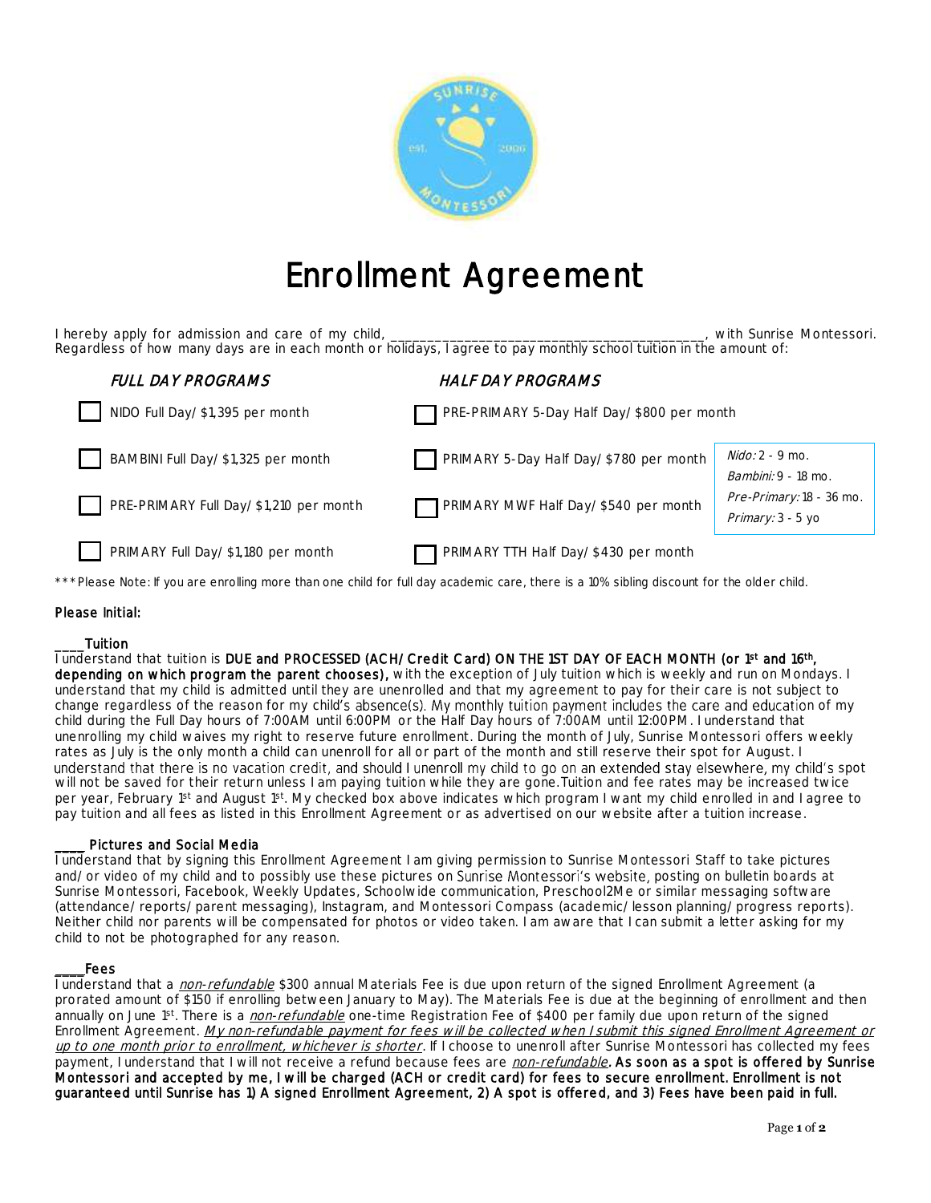# Enrollment Agreement

I hereby apply for admission and care of my child, ___________________________________________, with Sunrise Montessori. Regardless of how many days are in each month or holidays, I agree to pay monthly school tuition in the amount of:

| *FULL DAY PROGRAMS* | *HALF DAY PROGRAMS* | |
|---|---|---|
| ☐ NIDO Full Day/ $1,395 per month | ☐ PRE-PRIMARY 5-Day Half Day/ $800 per month | |
| ☐ BAMBINI Full Day/ $1,325 per month | ☐ PRIMARY 5-Day Half Day/ $780 per month | *Nido:* 2 - 9 mo.<br>*Bambini:* 9 - 18 mo. |
| ☐ PRE-PRIMARY Full Day/ $1,210 per month | ☐ PRIMARY MWF Half Day/ $540 per month | *Pre-Primary:* 18 - 36 mo.<br>*Primary:* 3 - 5 yo |
| ☐ PRIMARY Full Day/ $1,180 per month | ☐ PRIMARY TTH Half Day/ $430 per month | |

***Please Note: If you are enrolling more than one child for full day academic care, there is a 10% sibling discount for the older child.

**Please Initial:**

____Tuition
I understand that tuition is **DUE and PROCESSED (ACH/ Credit Card) ON THE 1ST DAY OF EACH MONTH (or 1st and 16th, depending on which program the parent chooses),** with the exception of July tuition which is weekly and run on Mondays. I understand that my child is admitted until they are unenrolled and that my agreement to pay for their care is not subject to change regardless of the reason for my child's absence(s). My monthly tuition payment includes the care and education of my child during the Full Day hours of 7:00AM until 6:00PM or the Half Day hours of 7:00AM until 12:00PM. I understand that unenrolling my child waives my right to reserve future enrollment. During the month of July, Sunrise Montessori offers weekly rates as July is the only month a child can unenroll for all or part of the month and still reserve their spot for August. I understand that there is no vacation credit, and should I unenroll my child to go on an extended stay elsewhere, my child's spot will not be saved for their return unless I am paying tuition while they are gone.Tuition and fee rates may be increased twice per year, February 1st and August 1st. My checked box above indicates which program I want my child enrolled in and I agree to pay tuition and all fees as listed in this Enrollment Agreement or as advertised on our website after a tuition increase.

____ Pictures and Social Media
I understand that by signing this Enrollment Agreement I am giving permission to Sunrise Montessori Staff to take pictures and/or video of my child and to possibly use these pictures on Sunrise Montessori's website, posting on bulletin boards at Sunrise Montessori, Facebook, Weekly Updates, Schoolwide communication, Preschool2Me or similar messaging software (attendance/reports/parent messaging), Instagram, and Montessori Compass (academic/lesson planning/progress reports). Neither child nor parents will be compensated for photos or video taken. I am aware that I can submit a letter asking for my child to not be photographed for any reason.

____Fees
I understand that a *non-refundable* $300 annual Materials Fee is due upon return of the signed Enrollment Agreement (a prorated amount of $150 if enrolling between January to May). The Materials Fee is due at the beginning of enrollment and then annually on June 1st. There is a *non-refundable* one-time Registration Fee of $400 per family due upon return of the signed Enrollment Agreement. *My non-refundable payment for fees will be collected when I submit this signed Enrollment Agreement or up to one month prior to enrollment, whichever is shorter*. If I choose to unenroll after Sunrise Montessori has collected my fees payment, I understand that I will not receive a refund because fees are *non-refundable*. **As soon as a spot is offered by Sunrise Montessori and accepted by me, I will be charged (ACH or credit card) for fees to secure enrollment. Enrollment is not guaranteed until Sunrise has 1) A signed Enrollment Agreement, 2) A spot is offered, and 3) Fees have been paid in full.**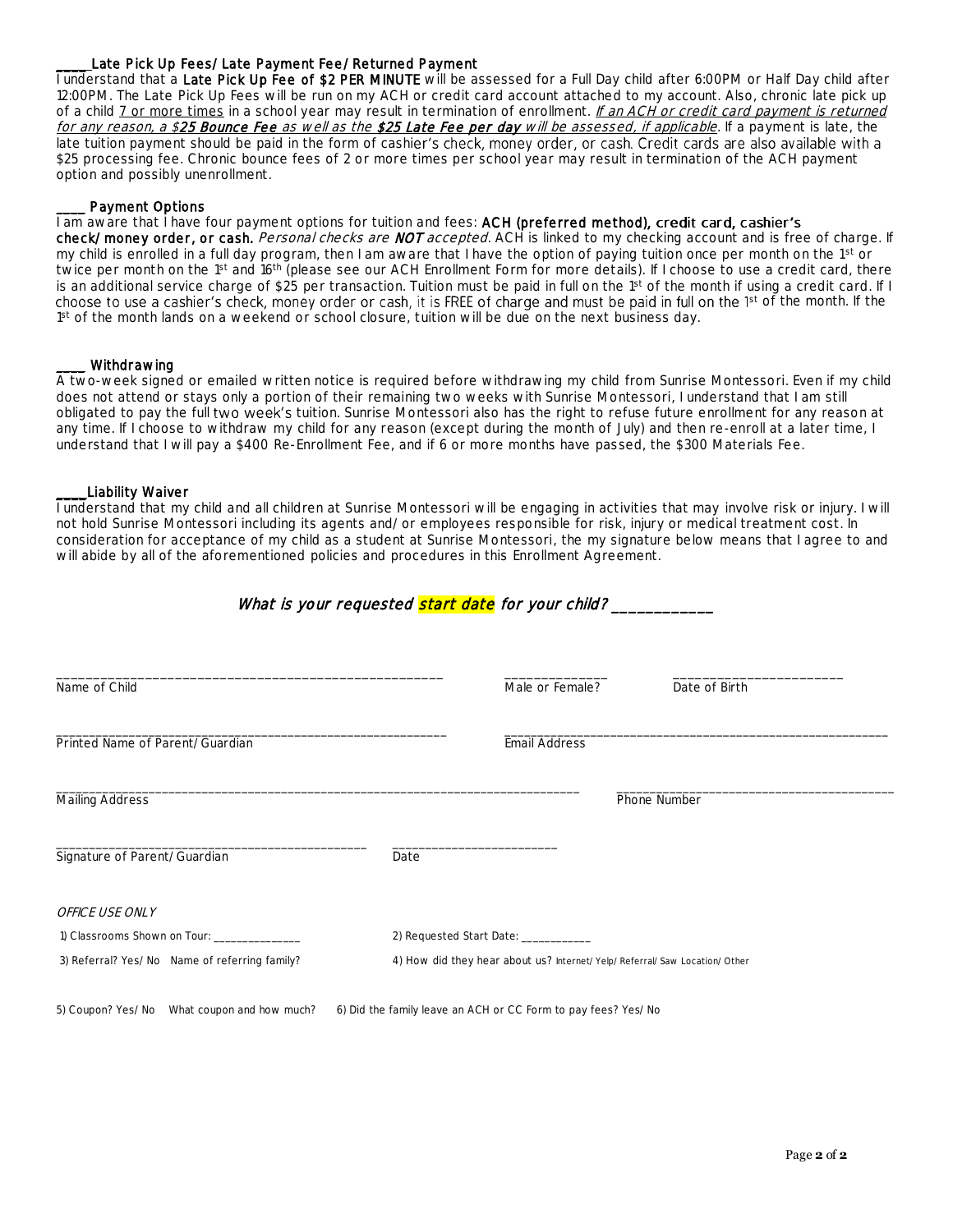**____Late Pick Up Fees/ Late Payment Fee/ Returned Payment**

I understand that a **Late Pick Up Fee of $2 PER MINUTE** will be assessed for a Full Day child after 6:00PM or Half Day child after 12:00PM. The Late Pick Up Fees will be run on my ACH or credit card account attached to my account. Also, chronic late pick up of a child 7 or more times in a school year may result in termination of enrollment. *If an ACH or credit card payment is returned for any reason, a $**25 Bounce Fee** as well as the **$25 Late Fee per day** will be assessed, if applicable*. If a payment is late, the late tuition payment should be paid in the form of cashier's check, money order, or cash. Credit cards are also available with a $25 processing fee. Chronic bounce fees of 2 or more times per school year may result in termination of the ACH payment option and possibly unenrollment.

**____ Payment Options**

I am aware that I have four payment options for tuition and fees: **ACH (preferred method), credit card, cashier's check/ money order, or cash.** *Personal checks are **NOT** accepted*. ACH is linked to my checking account and is free of charge. If my child is enrolled in a full day program, then I am aware that I have the option of paying tuition once per month on the 1st or twice per month on the 1st and 16th (please see our ACH Enrollment Form for more details). If I choose to use a credit card, there is an additional service charge of $25 per transaction. Tuition must be paid in full on the 1st of the month if using a credit card. If I choose to use a cashier's check, money order or cash, it is FREE of charge and must be paid in full on the 1st of the month. If the 1st of the month lands on a weekend or school closure, tuition will be due on the next business day.

**____ Withdrawing**

A two-week signed or emailed written notice is required before withdrawing my child from Sunrise Montessori. Even if my child does not attend or stays only a portion of their remaining two weeks with Sunrise Montessori, I understand that I am still obligated to pay the full two week's tuition. Sunrise Montessori also has the right to refuse future enrollment for any reason at any time. If I choose to withdraw my child for any reason (except during the month of July) and then re-enroll at a later time, I understand that I will pay a $400 Re-Enrollment Fee, and if 6 or more months have passed, the $300 Materials Fee.

**____Liability Waiver**

I understand that my child and all children at Sunrise Montessori will be engaging in activities that may involve risk or injury. I will not hold Sunrise Montessori including its agents and/ or employees responsible for risk, injury or medical treatment cost. In consideration for acceptance of my child as a student at Sunrise Montessori, the my signature below means that I agree to and will abide by all of the aforementioned policies and procedures in this Enrollment Agreement.

*What is your requested start date for your child?* ___________

_______________________________________ Name of Child

______________ Male or Female?

______________________ Date of Birth

_______________________________________ Printed Name of Parent/ Guardian

_______________________________________ Email Address

_______________________________________ Mailing Address

_______________________________________ Phone Number

_______________________________________ Signature of Parent/ Guardian

______________________ Date

*OFFICE USE ONLY*

1) Classrooms Shown on Tour: ______________

2) Requested Start Date: ___________

3) Referral? Yes/ No Name of referring family?

4) How did they hear about us? Internet/ Yelp/ Referral/ Saw Location/ Other

5) Coupon? Yes/ No What coupon and how much?

6) Did the family leave an ACH or CC Form to pay fees? Yes/ No